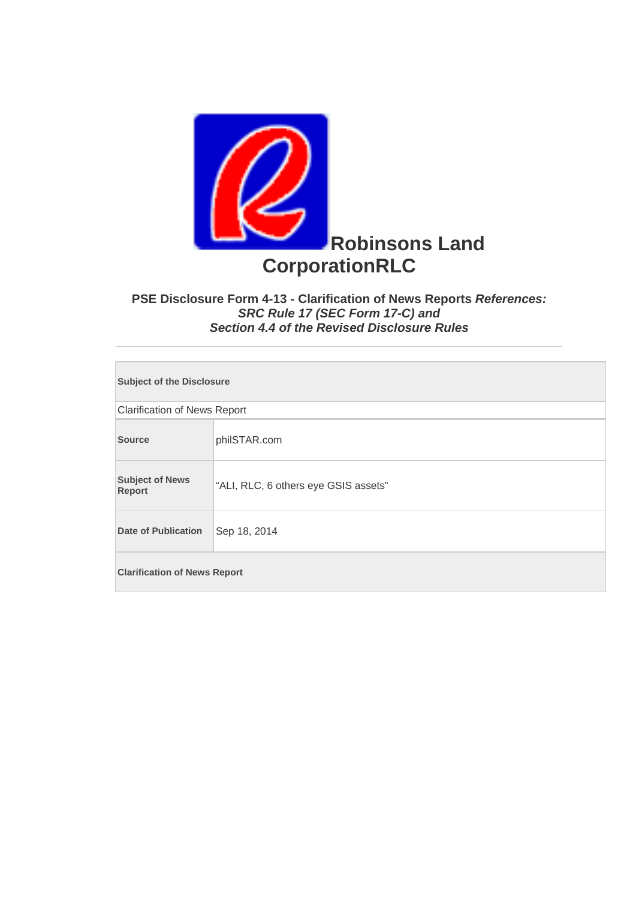# Robinsons Land CorporationRLC

### PSE Disclosure Form 4-13 - Clarification of News Reports *References: SRC Rule 17 (SEC Form 17-C) and Section 4.4 of the Revised Disclosure Rules*

---

| **Subject of the Disclosure** | |
|---|---|
| Clarification of News Report | |
| **Source** | philSTAR.com |
| **Subject of News Report** | “ALI, RLC, 6 others eye GSIS assets” |
| **Date of Publication** | Sep 18, 2014 |
| **Clarification of News Report** | |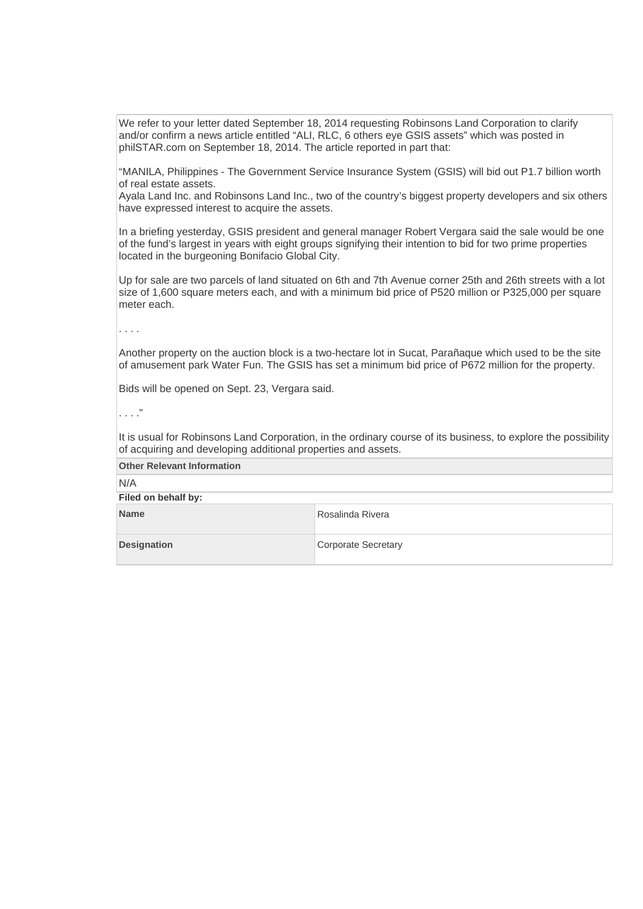We refer to your letter dated September 18, 2014 requesting Robinsons Land Corporation to clarify and/or confirm a news article entitled "ALI, RLC, 6 others eye GSIS assets" which was posted in philSTAR.com on September 18, 2014. The article reported in part that:

"MANILA, Philippines - The Government Service Insurance System (GSIS) will bid out P1.7 billion worth of real estate assets.
Ayala Land Inc. and Robinsons Land Inc., two of the country's biggest property developers and six others have expressed interest to acquire the assets.

In a briefing yesterday, GSIS president and general manager Robert Vergara said the sale would be one of the fund's largest in years with eight groups signifying their intention to bid for two prime properties located in the burgeoning Bonifacio Global City.

Up for sale are two parcels of land situated on 6th and 7th Avenue corner 25th and 26th streets with a lot size of 1,600 square meters each, and with a minimum bid price of P520 million or P325,000 per square meter each.

. . . .

Another property on the auction block is a two-hectare lot in Sucat, Parañaque which used to be the site of amusement park Water Fun. The GSIS has set a minimum bid price of P672 million for the property.

Bids will be opened on Sept. 23, Vergara said.

. . . ."

It is usual for Robinsons Land Corporation, in the ordinary course of its business, to explore the possibility of acquiring and developing additional properties and assets.

**Other Relevant Information**

N/A

**Filed on behalf by:**

| | |
|---|---|
| **Name** | Rosalinda Rivera |
| **Designation** | Corporate Secretary |